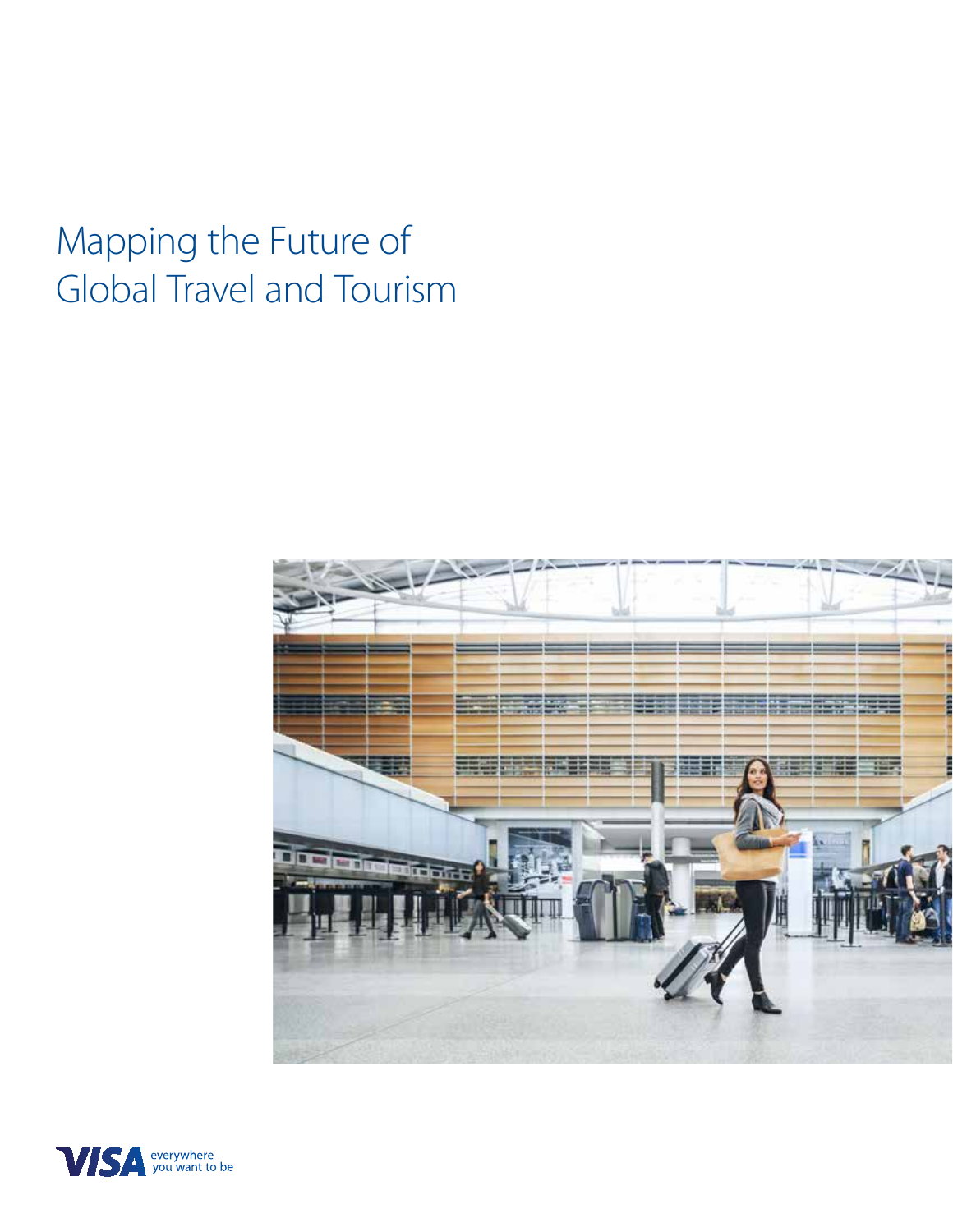# Mapping the Future of Global Travel and Tourism

VISA everywhere you want to be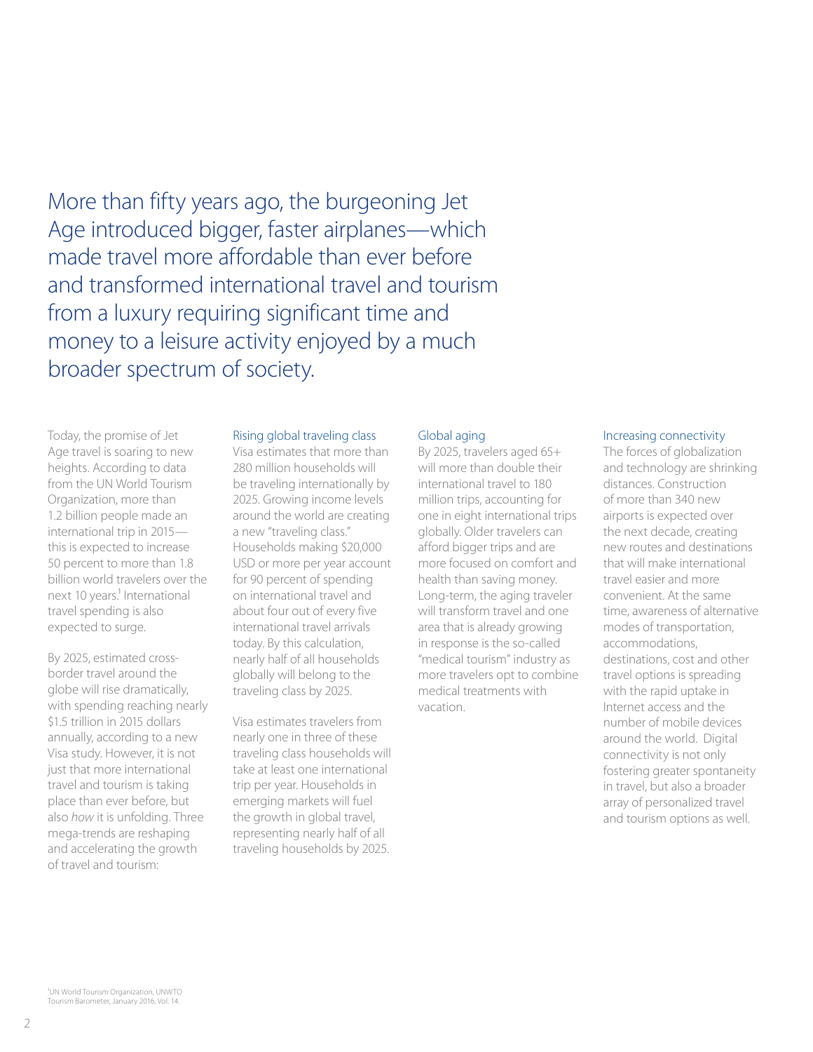More than fifty years ago, the burgeoning Jet Age introduced bigger, faster airplanes—which made travel more affordable than ever before and transformed international travel and tourism from a luxury requiring significant time and money to a leisure activity enjoyed by a much broader spectrum of society.

Today, the promise of Jet Age travel is soaring to new heights. According to data from the UN World Tourism Organization, more than 1.2 billion people made an international trip in 2015—this is expected to increase 50 percent to more than 1.8 billion world travelers over the next 10 years.[1] International travel spending is also expected to surge.

By 2025, estimated cross-border travel around the globe will rise dramatically, with spending reaching nearly $1.5 trillion in 2015 dollars annually, according to a new Visa study. However, it is not just that more international travel and tourism is taking place than ever before, but also *how* it is unfolding. Three mega-trends are reshaping and accelerating the growth of travel and tourism:

### Rising global traveling class

Visa estimates that more than 280 million households will be traveling internationally by 2025. Growing income levels around the world are creating a new "traveling class." Households making $20,000 USD or more per year account for 90 percent of spending on international travel and about four out of every five international travel arrivals today. By this calculation, nearly half of all households globally will belong to the traveling class by 2025.

Visa estimates travelers from nearly one in three of these traveling class households will take at least one international trip per year. Households in emerging markets will fuel the growth in global travel, representing nearly half of all traveling households by 2025.

### Global aging

By 2025, travelers aged 65+ will more than double their international travel to 180 million trips, accounting for one in eight international trips globally. Older travelers can afford bigger trips and are more focused on comfort and health than saving money. Long-term, the aging traveler will transform travel and one area that is already growing in response is the so-called "medical tourism" industry as more travelers opt to combine medical treatments with vacation.

### Increasing connectivity

The forces of globalization and technology are shrinking distances. Construction of more than 340 new airports is expected over the next decade, creating new routes and destinations that will make international travel easier and more convenient. At the same time, awareness of alternative modes of transportation, accommodations, destinations, cost and other travel options is spreading with the rapid uptake in Internet access and the number of mobile devices around the world. Digital connectivity is not only fostering greater spontaneity in travel, but also a broader array of personalized travel and tourism options as well.

[1] UN World Tourism Organization, UNWTO Tourism Barometer, January 2016, Vol. 14.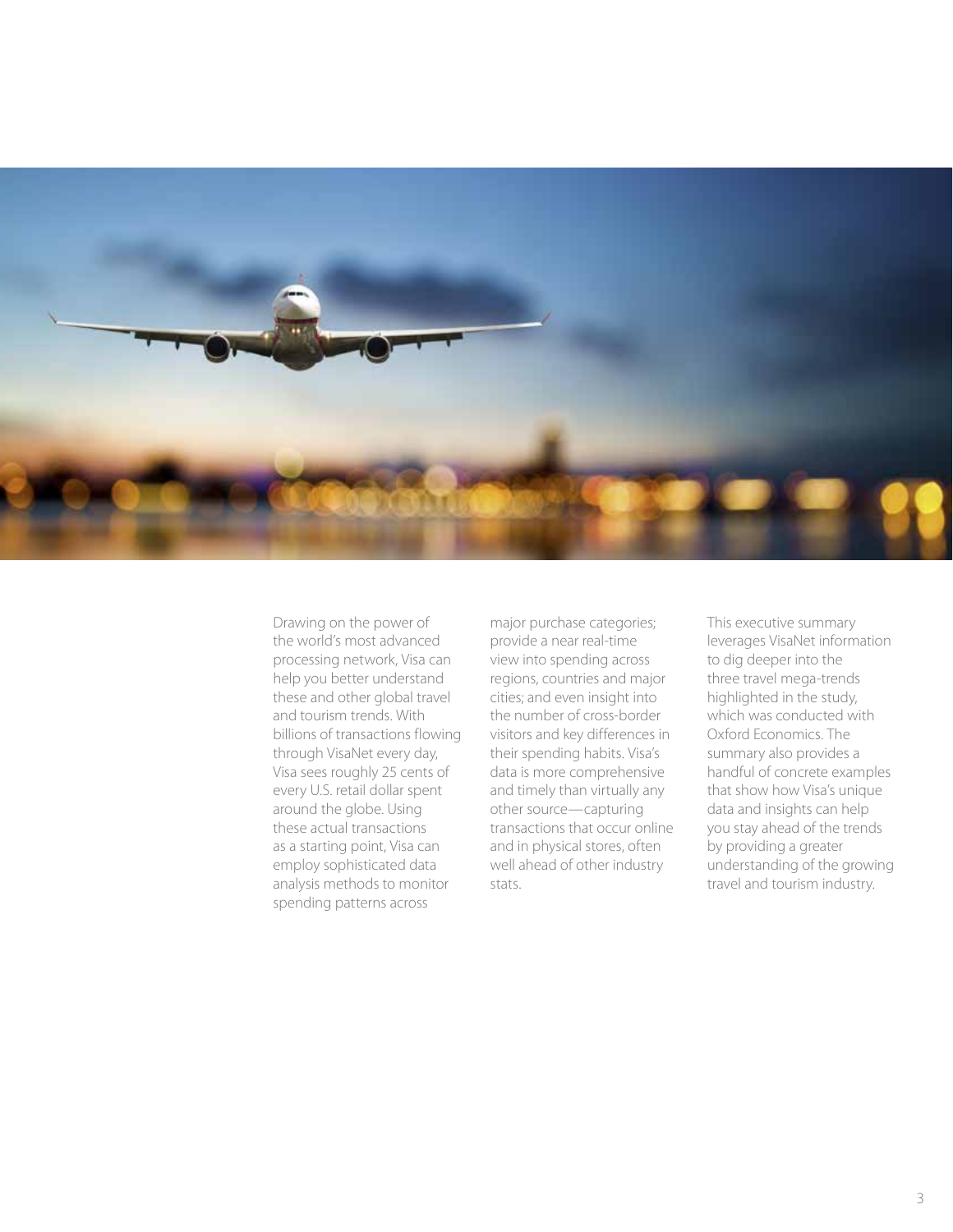Drawing on the power of the world's most advanced processing network, Visa can help you better understand these and other global travel and tourism trends. With billions of transactions flowing through VisaNet every day, Visa sees roughly 25 cents of every U.S. retail dollar spent around the globe. Using these actual transactions as a starting point, Visa can employ sophisticated data analysis methods to monitor spending patterns across major purchase categories; provide a near real-time view into spending across regions, countries and major cities; and even insight into the number of cross-border visitors and key differences in their spending habits. Visa's data is more comprehensive and timely than virtually any other source—capturing transactions that occur online and in physical stores, often well ahead of other industry stats.

This executive summary leverages VisaNet information to dig deeper into the three travel mega-trends highlighted in the study, which was conducted with Oxford Economics. The summary also provides a handful of concrete examples that show how Visa's unique data and insights can help you stay ahead of the trends by providing a greater understanding of the growing travel and tourism industry.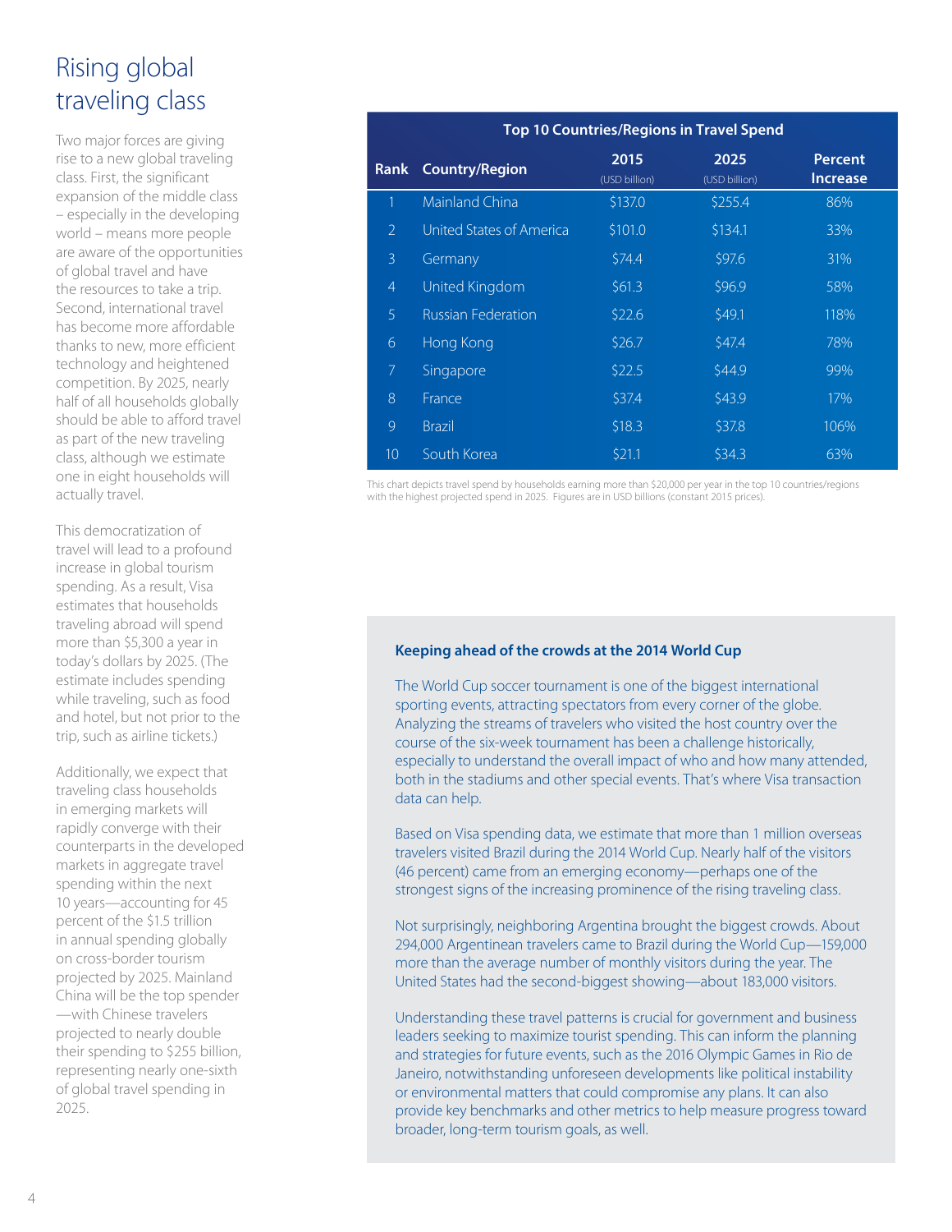# Rising global traveling class

Two major forces are giving rise to a new global traveling class. First, the significant expansion of the middle class – especially in the developing world – means more people are aware of the opportunities of global travel and have the resources to take a trip. Second, international travel has become more affordable thanks to new, more efficient technology and heightened competition. By 2025, nearly half of all households globally should be able to afford travel as part of the new traveling class, although we estimate one in eight households will actually travel.

This democratization of travel will lead to a profound increase in global tourism spending. As a result, Visa estimates that households traveling abroad will spend more than $5,300 a year in today's dollars by 2025. (The estimate includes spending while traveling, such as food and hotel, but not prior to the trip, such as airline tickets.)

Additionally, we expect that traveling class households in emerging markets will rapidly converge with their counterparts in the developed markets in aggregate travel spending within the next 10 years—accounting for 45 percent of the $1.5 trillion in annual spending globally on cross-border tourism projected by 2025. Mainland China will be the top spender—with Chinese travelers projected to nearly double their spending to $255 billion, representing nearly one-sixth of global travel spending in 2025.

**Top 10 Countries/Regions in Travel Spend**

| Rank | Country/Region | 2015 (USD billion) | 2025 (USD billion) | Percent Increase |
|---|---|---|---|---|
| 1 | Mainland China | $137.0 | $255.4 | 86% |
| 2 | United States of America | $101.0 | $134.1 | 33% |
| 3 | Germany | $74.4 | $97.6 | 31% |
| 4 | United Kingdom | $61.3 | $96.9 | 58% |
| 5 | Russian Federation | $22.6 | $49.1 | 118% |
| 6 | Hong Kong | $26.7 | $47.4 | 78% |
| 7 | Singapore | $22.5 | $44.9 | 99% |
| 8 | France | $37.4 | $43.9 | 17% |
| 9 | Brazil | $18.3 | $37.8 | 106% |
| 10 | South Korea | $21.1 | $34.3 | 63% |

This chart depicts travel spend by households earning more than $20,000 per year in the top 10 countries/regions with the highest projected spend in 2025. Figures are in USD billions (constant 2015 prices).

### Keeping ahead of the crowds at the 2014 World Cup

The World Cup soccer tournament is one of the biggest international sporting events, attracting spectators from every corner of the globe. Analyzing the streams of travelers who visited the host country over the course of the six-week tournament has been a challenge historically, especially to understand the overall impact of who and how many attended, both in the stadiums and other special events. That's where Visa transaction data can help.

Based on Visa spending data, we estimate that more than 1 million overseas travelers visited Brazil during the 2014 World Cup. Nearly half of the visitors (46 percent) came from an emerging economy—perhaps one of the strongest signs of the increasing prominence of the rising traveling class.

Not surprisingly, neighboring Argentina brought the biggest crowds. About 294,000 Argentinean travelers came to Brazil during the World Cup—159,000 more than the average number of monthly visitors during the year. The United States had the second-biggest showing—about 183,000 visitors.

Understanding these travel patterns is crucial for government and business leaders seeking to maximize tourist spending. This can inform the planning and strategies for future events, such as the 2016 Olympic Games in Rio de Janeiro, notwithstanding unforeseen developments like political instability or environmental matters that could compromise any plans. It can also provide key benchmarks and other metrics to help measure progress toward broader, long-term tourism goals, as well.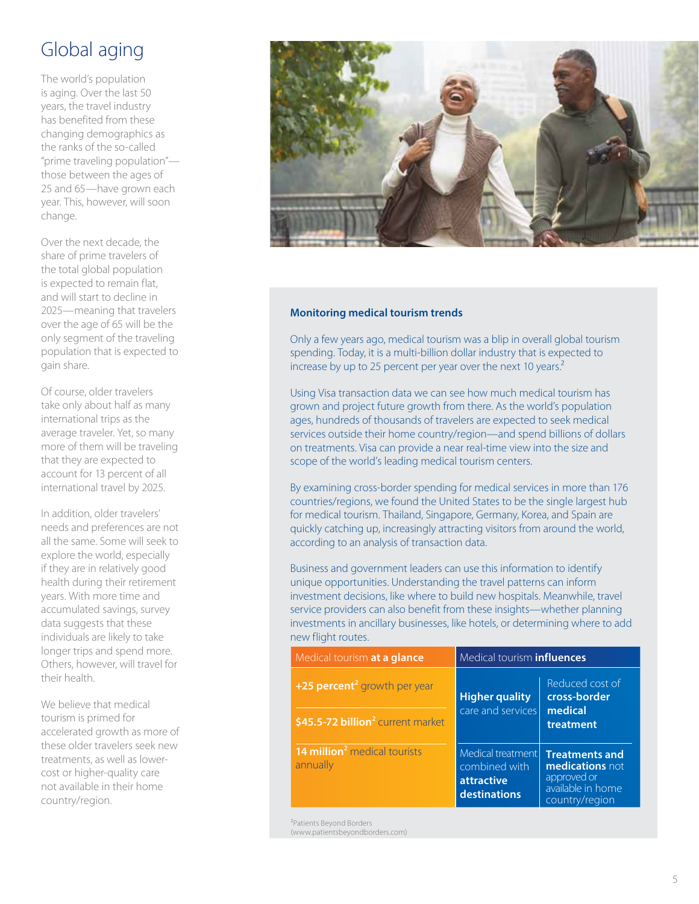# Global aging

The world's population is aging. Over the last 50 years, the travel industry has benefited from these changing demographics as the ranks of the so-called "prime traveling population"—those between the ages of 25 and 65—have grown each year. This, however, will soon change.

Over the next decade, the share of prime travelers of the total global population is expected to remain flat, and will start to decline in 2025—meaning that travelers over the age of 65 will be the only segment of the traveling population that is expected to gain share.

Of course, older travelers take only about half as many international trips as the average traveler. Yet, so many more of them will be traveling that they are expected to account for 13 percent of all international travel by 2025.

In addition, older travelers' needs and preferences are not all the same. Some will seek to explore the world, especially if they are in relatively good health during their retirement years. With more time and accumulated savings, survey data suggests that these individuals are likely to take longer trips and spend more. Others, however, will travel for their health.

We believe that medical tourism is primed for accelerated growth as more of these older travelers seek new treatments, as well as lower-cost or higher-quality care not available in their home country/region.

### Monitoring medical tourism trends

Only a few years ago, medical tourism was a blip in overall global tourism spending. Today, it is a multi-billion dollar industry that is expected to increase by up to 25 percent per year over the next 10 years.[2]

Using Visa transaction data we can see how much medical tourism has grown and project future growth from there. As the world's population ages, hundreds of thousands of travelers are expected to seek medical services outside their home country/region—and spend billions of dollars on treatments. Visa can provide a near real-time view into the size and scope of the world's leading medical tourism centers.

By examining cross-border spending for medical services in more than 176 countries/regions, we found the United States to be the single largest hub for medical tourism. Thailand, Singapore, Germany, Korea, and Spain are quickly catching up, increasingly attracting visitors from around the world, according to an analysis of transaction data.

Business and government leaders can use this information to identify unique opportunities. Understanding the travel patterns can inform investment decisions, like where to build new hospitals. Meanwhile, travel service providers can also benefit from these insights—whether planning investments in ancillary businesses, like hotels, or determining where to add new flight routes.

| Medical tourism **at a glance** | Medical tourism **influences** | |
|---|---|---|
| **+25 percent**[2] growth per year<br>**$45.5-72 billion**[2] current market | **Higher quality** care and services | Reduced cost of **cross-border medical treatment** |
| **14 million**[2] medical tourists annually | Medical treatment combined with **attractive destinations** | **Treatments and medications** not approved or available in home country/region |

[2]Patients Beyond Borders (www.patientsbeyondborders.com)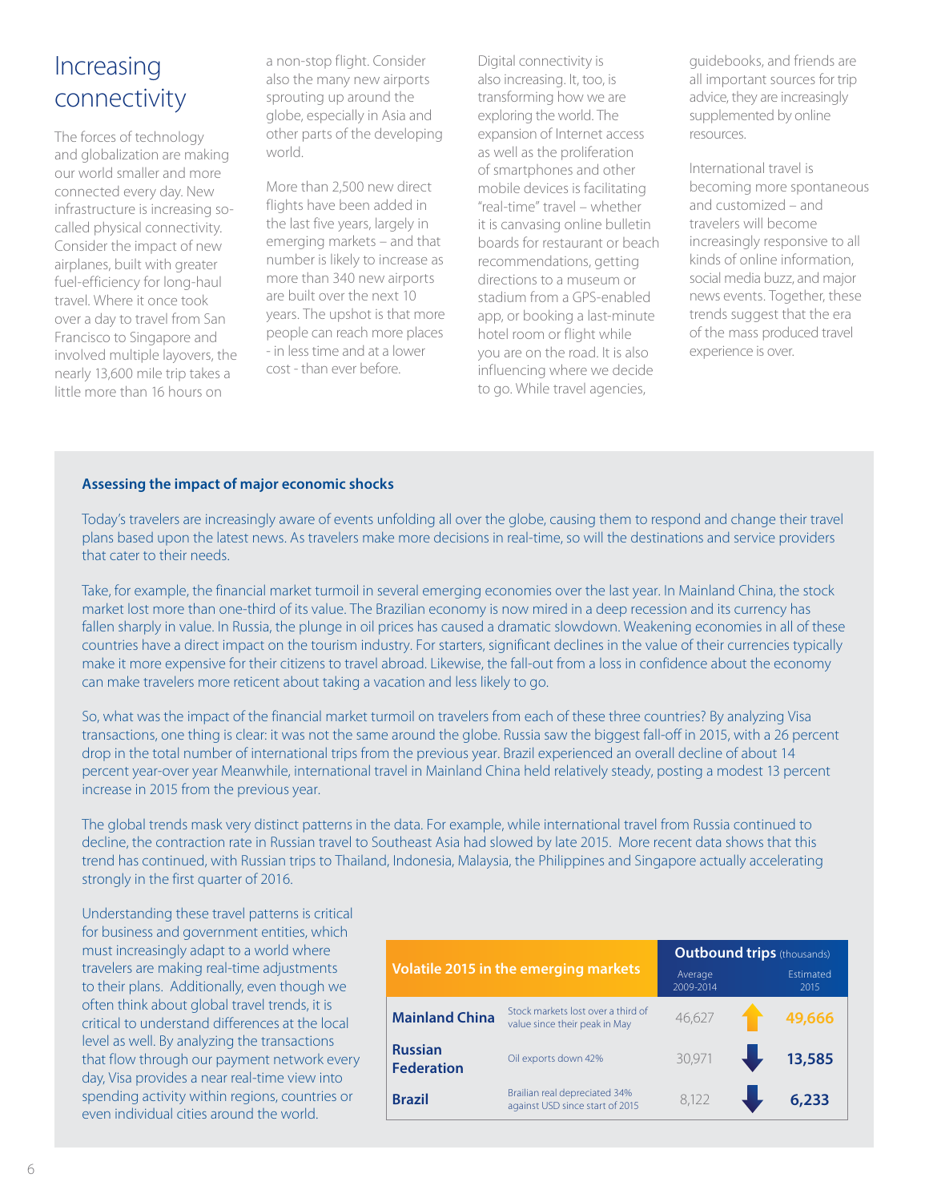## Increasing connectivity

The forces of technology and globalization are making our world smaller and more connected every day. New infrastructure is increasing so-called physical connectivity. Consider the impact of new airplanes, built with greater fuel-efficiency for long-haul travel. Where it once took over a day to travel from San Francisco to Singapore and involved multiple layovers, the nearly 13,600 mile trip takes a little more than 16 hours on a non-stop flight. Consider also the many new airports sprouting up around the globe, especially in Asia and other parts of the developing world.

More than 2,500 new direct flights have been added in the last five years, largely in emerging markets – and that number is likely to increase as more than 340 new airports are built over the next 10 years. The upshot is that more people can reach more places - in less time and at a lower cost - than ever before.

Digital connectivity is also increasing. It, too, is transforming how we are exploring the world. The expansion of Internet access as well as the proliferation of smartphones and other mobile devices is facilitating "real-time" travel – whether it is canvasing online bulletin boards for restaurant or beach recommendations, getting directions to a museum or stadium from a GPS-enabled app, or booking a last-minute hotel room or flight while you are on the road. It is also influencing where we decide to go. While travel agencies, guidebooks, and friends are all important sources for trip advice, they are increasingly supplemented by online resources.

International travel is becoming more spontaneous and customized – and travelers will become increasingly responsive to all kinds of online information, social media buzz, and major news events. Together, these trends suggest that the era of the mass produced travel experience is over.

### Assessing the impact of major economic shocks

Today's travelers are increasingly aware of events unfolding all over the globe, causing them to respond and change their travel plans based upon the latest news. As travelers make more decisions in real-time, so will the destinations and service providers that cater to their needs.

Take, for example, the financial market turmoil in several emerging economies over the last year. In Mainland China, the stock market lost more than one-third of its value. The Brazilian economy is now mired in a deep recession and its currency has fallen sharply in value. In Russia, the plunge in oil prices has caused a dramatic slowdown. Weakening economies in all of these countries have a direct impact on the tourism industry. For starters, significant declines in the value of their currencies typically make it more expensive for their citizens to travel abroad. Likewise, the fall-out from a loss in confidence about the economy can make travelers more reticent about taking a vacation and less likely to go.

So, what was the impact of the financial market turmoil on travelers from each of these three countries? By analyzing Visa transactions, one thing is clear: it was not the same around the globe. Russia saw the biggest fall-off in 2015, with a 26 percent drop in the total number of international trips from the previous year. Brazil experienced an overall decline of about 14 percent year-over year Meanwhile, international travel in Mainland China held relatively steady, posting a modest 13 percent increase in 2015 from the previous year.

The global trends mask very distinct patterns in the data. For example, while international travel from Russia continued to decline, the contraction rate in Russian travel to Southeast Asia had slowed by late 2015. More recent data shows that this trend has continued, with Russian trips to Thailand, Indonesia, Malaysia, the Philippines and Singapore actually accelerating strongly in the first quarter of 2016.

Understanding these travel patterns is critical for business and government entities, which must increasingly adapt to a world where travelers are making real-time adjustments to their plans. Additionally, even though we often think about global travel trends, it is critical to understand differences at the local level as well. By analyzing the transactions that flow through our payment network every day, Visa provides a near real-time view into spending activity within regions, countries or even individual cities around the world.

| Volatile 2015 in the emerging markets | | Outbound trips (thousands) Average 2009-2014 | | Estimated 2015 |
|---|---|---|---|---|
| **Mainland China** | Stock markets lost over a third of value since their peak in May | 46,627 | ↑ | **49,666** |
| **Russian Federation** | Oil exports down 42% | 30,971 | ↓ | **13,585** |
| **Brazil** | Brailian real depreciated 34% against USD since start of 2015 | 8,122 | ↓ | **6,233** |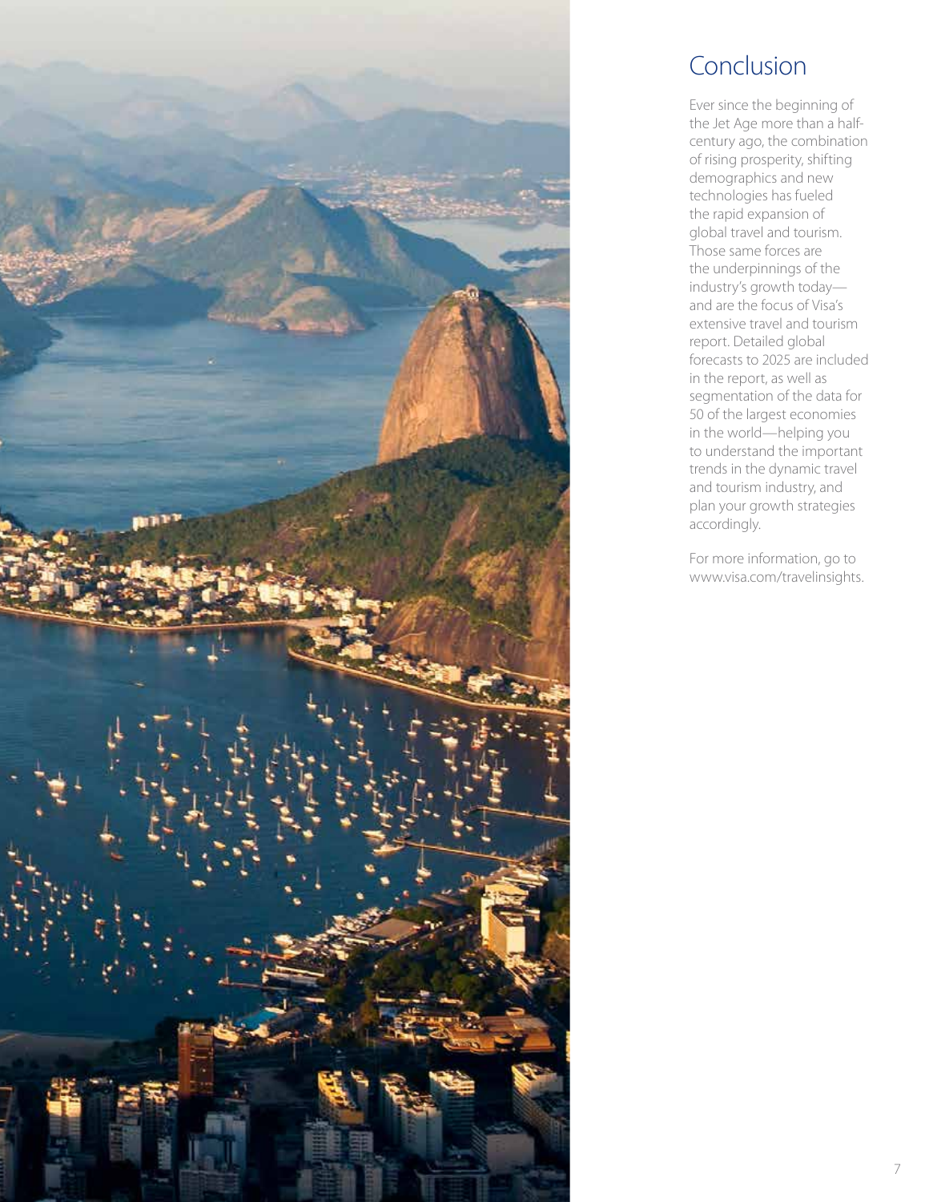# Conclusion

Ever since the beginning of the Jet Age more than a half-century ago, the combination of rising prosperity, shifting demographics and new technologies has fueled the rapid expansion of global travel and tourism. Those same forces are the underpinnings of the industry's growth today—and are the focus of Visa's extensive travel and tourism report. Detailed global forecasts to 2025 are included in the report, as well as segmentation of the data for 50 of the largest economies in the world—helping you to understand the important trends in the dynamic travel and tourism industry, and plan your growth strategies accordingly.

For more information, go to www.visa.com/travelinsights.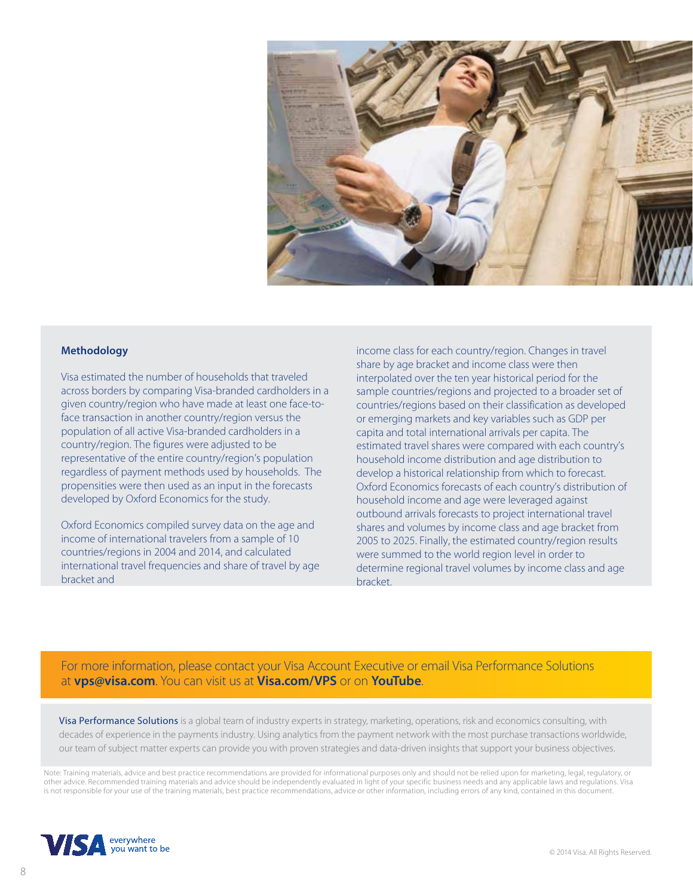## Methodology

Visa estimated the number of households that traveled across borders by comparing Visa-branded cardholders in a given country/region who have made at least one face-to-face transaction in another country/region versus the population of all active Visa-branded cardholders in a country/region. The figures were adjusted to be representative of the entire country/region's population regardless of payment methods used by households. The propensities were then used as an input in the forecasts developed by Oxford Economics for the study.

Oxford Economics compiled survey data on the age and income of international travelers from a sample of 10 countries/regions in 2004 and 2014, and calculated international travel frequencies and share of travel by age bracket and income class for each country/region. Changes in travel share by age bracket and income class were then interpolated over the ten year historical period for the sample countries/regions and projected to a broader set of countries/regions based on their classification as developed or emerging markets and key variables such as GDP per capita and total international arrivals per capita. The estimated travel shares were compared with each country's household income distribution and age distribution to develop a historical relationship from which to forecast. Oxford Economics forecasts of each country's distribution of household income and age were leveraged against outbound arrivals forecasts to project international travel shares and volumes by income class and age bracket from 2005 to 2025. Finally, the estimated country/region results were summed to the world region level in order to determine regional travel volumes by income class and age bracket.

For more information, please contact your Visa Account Executive or email Visa Performance Solutions at **vps@visa.com**. You can visit us at **Visa.com/VPS** or on **YouTube**.

Visa Performance Solutions is a global team of industry experts in strategy, marketing, operations, risk and economics consulting, with decades of experience in the payments industry. Using analytics from the payment network with the most purchase transactions worldwide, our team of subject matter experts can provide you with proven strategies and data-driven insights that support your business objectives.

Note: Training materials, advice and best practice recommendations are provided for informational purposes only and should not be relied upon for marketing, legal, regulatory, or other advice. Recommended training materials and advice should be independently evaluated in light of your specific business needs and any applicable laws and regulations. Visa is not responsible for your use of the training materials, best practice recommendations, advice or other information, including errors of any kind, contained in this document.

VISA everywhere you want to be

© 2014 Visa. All Rights Reserved.